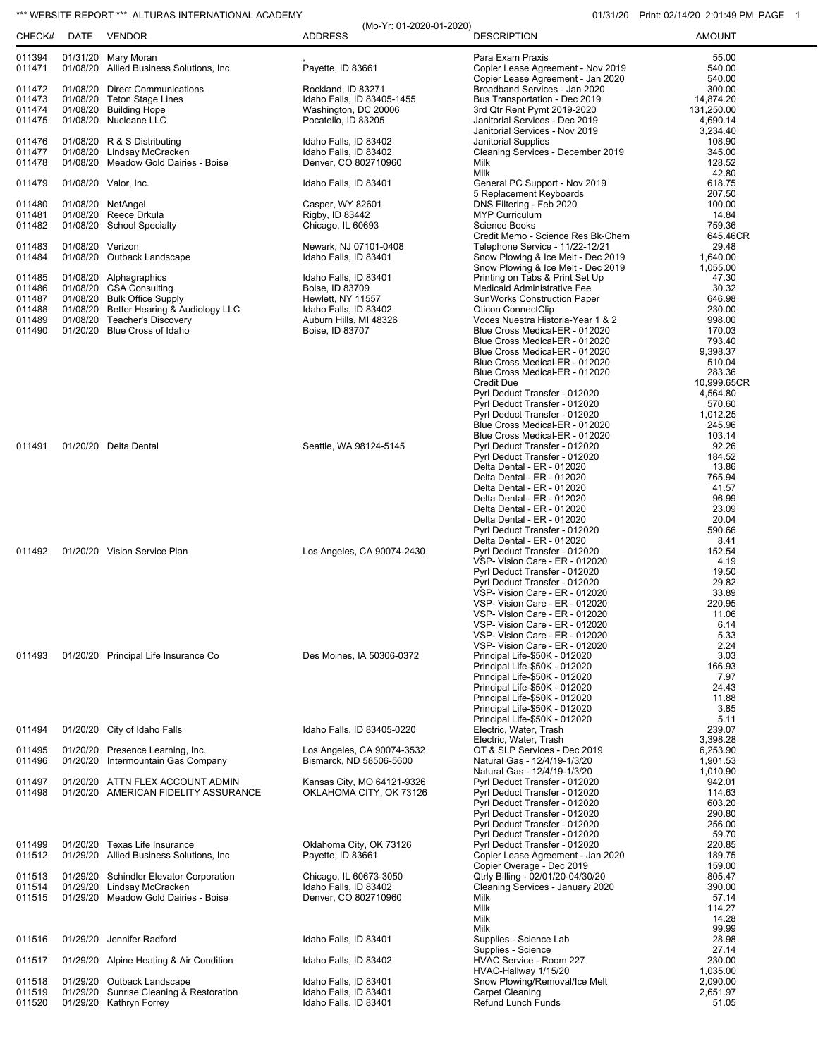*** WEBSITE REPORT *** ALTURAS INTERNATIONAL ACADEMY

(Mo-Yr: 01-2020-01-2020)

01/31/20 Print: 02/14/20 2:01:49 PM

| CHECK# | DATE | VENDOR | ADDRESS | DESCRIPTION | AMOUNT |
|---|---|---|---|---|---|
| 011394 | 01/31/20 | Mary Moran | , | Para Exam Praxis | 55.00 |
| 011471 | 01/08/20 | Allied Business Solutions, Inc | Payette, ID 83661 | Copier Lease Agreement - Nov 2019 | 540.00 |
| | | | | Copier Lease Agreement - Jan 2020 | 540.00 |
| 011472 | 01/08/20 | Direct Communications | Rockland, ID 83271 | Broadband Services - Jan 2020 | 300.00 |
| 011473 | 01/08/20 | Teton Stage Lines | Idaho Falls, ID 83405-1455 | Bus Transportation - Dec 2019 | 14,874.20 |
| 011474 | 01/08/20 | Building Hope | Washington, DC 20006 | 3rd Qtr Rent Pymt 2019-2020 | 131,250.00 |
| 011475 | 01/08/20 | Nucleane LLC | Pocatello, ID 83205 | Janitorial Services - Dec 2019 | 4,690.14 |
| | | | | Janitorial Services - Nov 2019 | 3,234.40 |
| 011476 | 01/08/20 | R & S Distributing | Idaho Falls, ID 83402 | Janitorial Supplies | 108.90 |
| 011477 | 01/08/20 | Lindsay McCracken | Idaho Falls, ID 83402 | Cleaning Services - December 2019 | 345.00 |
| 011478 | 01/08/20 | Meadow Gold Dairies - Boise | Denver, CO 802710960 | Milk | 128.52 |
| | | | | Milk | 42.80 |
| 011479 | 01/08/20 | Valor, Inc. | Idaho Falls, ID 83401 | General PC Support - Nov 2019 | 618.75 |
| | | | | 5 Replacement Keyboards | 207.50 |
| 011480 | 01/08/20 | NetAngel | Casper, WY 82601 | DNS Filtering - Feb 2020 | 100.00 |
| 011481 | 01/08/20 | Reece Drkula | Rigby, ID 83442 | MYP Curriculum | 14.84 |
| 011482 | 01/08/20 | School Specialty | Chicago, IL 60693 | Science Books | 759.36 |
| | | | | Credit Memo - Science Res Bk-Chem | 645.46CR |
| 011483 | 01/08/20 | Verizon | Newark, NJ 07101-0408 | Telephone Service - 11/22-12/21 | 29.48 |
| 011484 | 01/08/20 | Outback Landscape | Idaho Falls, ID 83401 | Snow Plowing & Ice Melt - Dec 2019 | 1,640.00 |
| | | | | Snow Plowing & Ice Melt - Dec 2019 | 1,055.00 |
| 011485 | 01/08/20 | Alphagraphics | Idaho Falls, ID 83401 | Printing on Tabs & Print Set Up | 47.30 |
| 011486 | 01/08/20 | CSA Consulting | Boise, ID 83709 | Medicaid Administrative Fee | 30.32 |
| 011487 | 01/08/20 | Bulk Office Supply | Hewlett, NY 11557 | SunWorks Construction Paper | 646.98 |
| 011488 | 01/08/20 | Better Hearing & Audiology LLC | Idaho Falls, ID 83402 | Oticon ConnectClip | 230.00 |
| 011489 | 01/08/20 | Teacher's Discovery | Auburn Hills, MI 48326 | Voces Nuestra Historia-Year 1 & 2 | 998.00 |
| 011490 | 01/20/20 | Blue Cross of Idaho | Boise, ID 83707 | Blue Cross Medical-ER - 012020 | 170.03 |
| | | | | Blue Cross Medical-ER - 012020 | 793.40 |
| | | | | Blue Cross Medical-ER - 012020 | 9,398.37 |
| | | | | Blue Cross Medical-ER - 012020 | 510.04 |
| | | | | Blue Cross Medical-ER - 012020 | 283.36 |
| | | | | Credit Due | 10,999.65CR |
| | | | | Pyrl Deduct Transfer - 012020 | 4,564.80 |
| | | | | Pyrl Deduct Transfer - 012020 | 570.60 |
| | | | | Pyrl Deduct Transfer - 012020 | 1,012.25 |
| | | | | Blue Cross Medical-ER - 012020 | 245.96 |
| | | | | Blue Cross Medical-ER - 012020 | 103.14 |
| 011491 | 01/20/20 | Delta Dental | Seattle, WA 98124-5145 | Pyrl Deduct Transfer - 012020 | 92.26 |
| | | | | Pyrl Deduct Transfer - 012020 | 184.52 |
| | | | | Delta Dental - ER - 012020 | 13.86 |
| | | | | Delta Dental - ER - 012020 | 765.94 |
| | | | | Delta Dental - ER - 012020 | 41.57 |
| | | | | Delta Dental - ER - 012020 | 96.99 |
| | | | | Delta Dental - ER - 012020 | 23.09 |
| | | | | Delta Dental - ER - 012020 | 20.04 |
| | | | | Pyrl Deduct Transfer - 012020 | 590.66 |
| | | | | Delta Dental - ER - 012020 | 8.41 |
| 011492 | 01/20/20 | Vision Service Plan | Los Angeles, CA 90074-2430 | Pyrl Deduct Transfer - 012020 | 152.54 |
| | | | | VSP- Vision Care - ER - 012020 | 4.19 |
| | | | | Pyrl Deduct Transfer - 012020 | 19.50 |
| | | | | Pyrl Deduct Transfer - 012020 | 29.82 |
| | | | | VSP- Vision Care - ER - 012020 | 33.89 |
| | | | | VSP- Vision Care - ER - 012020 | 220.95 |
| | | | | VSP- Vision Care - ER - 012020 | 11.06 |
| | | | | VSP- Vision Care - ER - 012020 | 6.14 |
| | | | | VSP- Vision Care - ER - 012020 | 5.33 |
| | | | | VSP- Vision Care - ER - 012020 | 2.24 |
| 011493 | 01/20/20 | Principal Life Insurance Co | Des Moines, IA 50306-0372 | Principal Life-$50K - 012020 | 3.03 |
| | | | | Principal Life-$50K - 012020 | 166.93 |
| | | | | Principal Life-$50K - 012020 | 7.97 |
| | | | | Principal Life-$50K - 012020 | 24.43 |
| | | | | Principal Life-$50K - 012020 | 11.88 |
| | | | | Principal Life-$50K - 012020 | 3.85 |
| | | | | Principal Life-$50K - 012020 | 5.11 |
| 011494 | 01/20/20 | City of Idaho Falls | Idaho Falls, ID 83405-0220 | Electric, Water, Trash | 239.07 |
| | | | | Electric, Water, Trash | 3,398.28 |
| 011495 | 01/20/20 | Presence Learning, Inc. | Los Angeles, CA 90074-3532 | OT & SLP Services - Dec 2019 | 6,253.90 |
| 011496 | 01/20/20 | Intermountain Gas Company | Bismarck, ND 58506-5600 | Natural Gas - 12/4/19-1/3/20 | 1,901.53 |
| | | | | Natural Gas - 12/4/19-1/3/20 | 1,010.90 |
| 011497 | 01/20/20 | ATTN FLEX ACCOUNT ADMIN | Kansas City, MO 64121-9326 | Pyrl Deduct Transfer - 012020 | 942.01 |
| 011498 | 01/20/20 | AMERICAN FIDELITY ASSURANCE | OKLAHOMA CITY, OK 73126 | Pyrl Deduct Transfer - 012020 | 114.63 |
| | | | | Pyrl Deduct Transfer - 012020 | 603.20 |
| | | | | Pyrl Deduct Transfer - 012020 | 290.80 |
| | | | | Pyrl Deduct Transfer - 012020 | 256.00 |
| | | | | Pyrl Deduct Transfer - 012020 | 59.70 |
| 011499 | 01/20/20 | Texas Life Insurance | Oklahoma City, OK 73126 | Pyrl Deduct Transfer - 012020 | 220.85 |
| 011512 | 01/29/20 | Allied Business Solutions, Inc | Payette, ID 83661 | Copier Lease Agreement - Jan 2020 | 189.75 |
| | | | | Copier Overage - Dec 2019 | 159.00 |
| 011513 | 01/29/20 | Schindler Elevator Corporation | Chicago, IL 60673-3050 | Qtrly Billing - 02/01/20-04/30/20 | 805.47 |
| 011514 | 01/29/20 | Lindsay McCracken | Idaho Falls, ID 83402 | Cleaning Services - January 2020 | 390.00 |
| 011515 | 01/29/20 | Meadow Gold Dairies - Boise | Denver, CO 802710960 | Milk | 57.14 |
| | | | | Milk | 114.27 |
| | | | | Milk | 14.28 |
| | | | | Milk | 99.99 |
| 011516 | 01/29/20 | Jennifer Radford | Idaho Falls, ID 83401 | Supplies - Science Lab | 28.98 |
| | | | | Supplies - Science | 27.14 |
| 011517 | 01/29/20 | Alpine Heating & Air Condition | Idaho Falls, ID 83402 | HVAC Service - Room 227 | 230.00 |
| | | | | HVAC-Hallway 1/15/20 | 1,035.00 |
| 011518 | 01/29/20 | Outback Landscape | Idaho Falls, ID 83401 | Snow Plowing/Removal/Ice Melt | 2,090.00 |
| 011519 | 01/29/20 | Sunrise Cleaning & Restoration | Idaho Falls, ID 83401 | Carpet Cleaning | 2,651.97 |
| 011520 | 01/29/20 | Kathryn Forrey | Idaho Falls, ID 83401 | Refund Lunch Funds | 51.05 |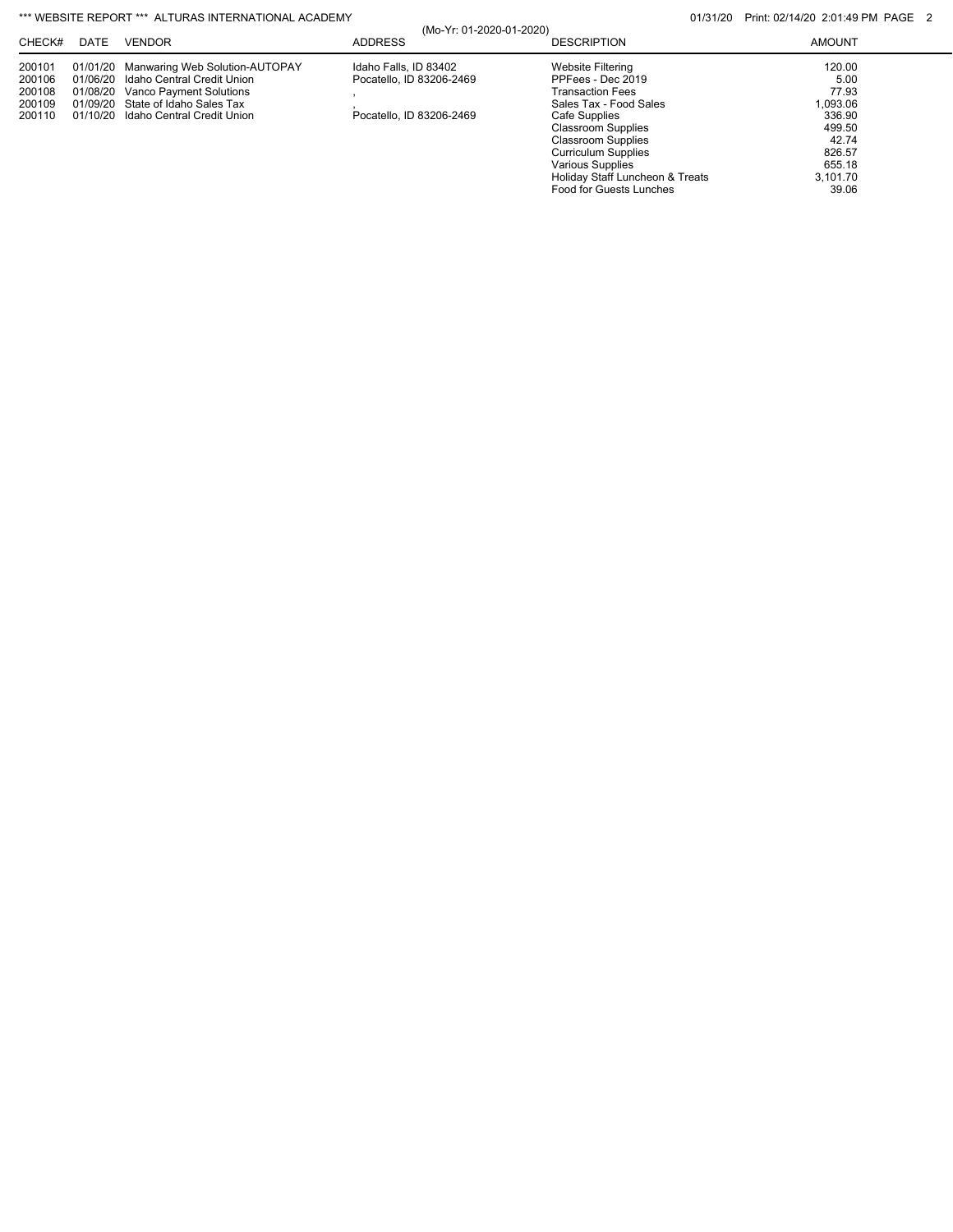*** WEBSITE REPORT *** ALTURAS INTERNATIONAL ACADEMY

01/31/20 Print: 02/14/20 2:01:49 PM

(Mo-Yr: 01-2020-01-2020)

| CHECK# | DATE | VENDOR | ADDRESS | DESCRIPTION | AMOUNT |
|---|---|---|---|---|---|
| 200101 | 01/01/20 | Manwaring Web Solution-AUTOPAY | Idaho Falls, ID 83402 | Website Filtering | 120.00 |
| 200106 | 01/06/20 | Idaho Central Credit Union | Pocatello, ID 83206-2469 | PPFees - Dec 2019 | 5.00 |
| 200108 | 01/08/20 | Vanco Payment Solutions | , | Transaction Fees | 77.93 |
| 200109 | 01/09/20 | State of Idaho Sales Tax | , | Sales Tax - Food Sales | 1,093.06 |
| 200110 | 01/10/20 | Idaho Central Credit Union | Pocatello, ID 83206-2469 | Cafe Supplies | 336.90 |
| | | | | Classroom Supplies | 499.50 |
| | | | | Classroom Supplies | 42.74 |
| | | | | Curriculum Supplies | 826.57 |
| | | | | Various Supplies | 655.18 |
| | | | | Holiday Staff Luncheon & Treats | 3,101.70 |
| | | | | Food for Guests Lunches | 39.06 |